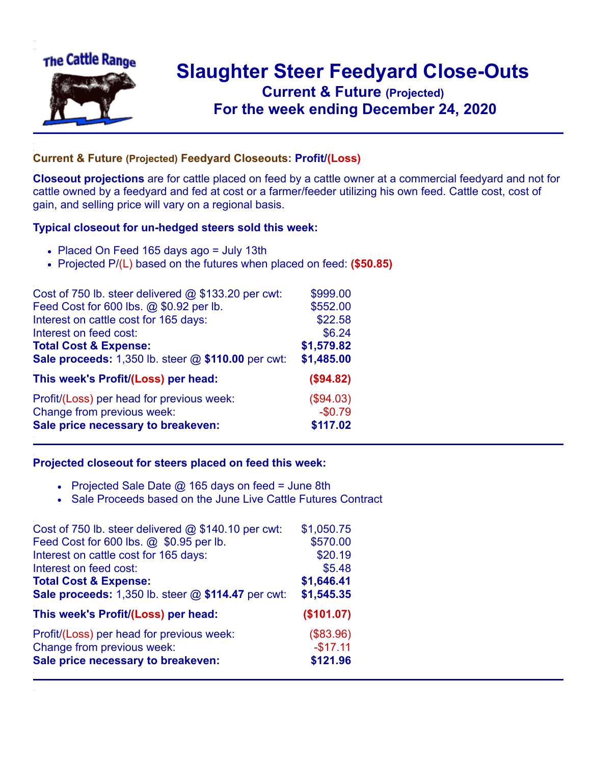# Slaughter Steer Feedyard Close-Outs

## Current & Future (Projected)

## For the week ending December 24, 2020

### Current & Future (Projected) Feedyard Closeouts: Profit/(Loss)

**Closeout projections** are for cattle placed on feed by a cattle owner at a commercial feedyard and not for cattle owned by a feedyard and fed at cost or a farmer/feeder utilizing his own feed. Cattle cost, cost of gain, and selling price will vary on a regional basis.

### Typical closeout for un-hedged steers sold this week:

- Placed On Feed 165 days ago = July 13th
- Projected P/(L) based on the futures when placed on feed: **($50.85)**

| | |
|---|---|
| Cost of 750 lb. steer delivered @ $133.20 per cwt: | $999.00 |
| Feed Cost for 600 lbs. @ $0.92 per lb. | $552.00 |
| Interest on cattle cost for 165 days: | $22.58 |
| Interest on feed cost: | $6.24 |
| **Total Cost & Expense:** | **$1,579.82** |
| **Sale proceeds:** 1,350 lb. steer @ **$110.00** per cwt: | **$1,485.00** |
| **This week's Profit/(Loss) per head:** | **($94.82)** |
| Profit/(Loss) per head for previous week: | ($94.03) |
| Change from previous week: | -$0.79 |
| **Sale price necessary to breakeven:** | **$117.02** |

### Projected closeout for steers placed on feed this week:

- Projected Sale Date @ 165 days on feed = June 8th
- Sale Proceeds based on the June Live Cattle Futures Contract

| | |
|---|---|
| Cost of 750 lb. steer delivered @ $140.10 per cwt: | $1,050.75 |
| Feed Cost for 600 lbs. @ $0.95 per lb. | $570.00 |
| Interest on cattle cost for 165 days: | $20.19 |
| Interest on feed cost: | $5.48 |
| **Total Cost & Expense:** | **$1,646.41** |
| **Sale proceeds:** 1,350 lb. steer @ **$114.47** per cwt: | **$1,545.35** |
| **This week's Profit/(Loss) per head:** | **($101.07)** |
| Profit/(Loss) per head for previous week: | ($83.96) |
| Change from previous week: | -$17.11 |
| **Sale price necessary to breakeven:** | **$121.96** |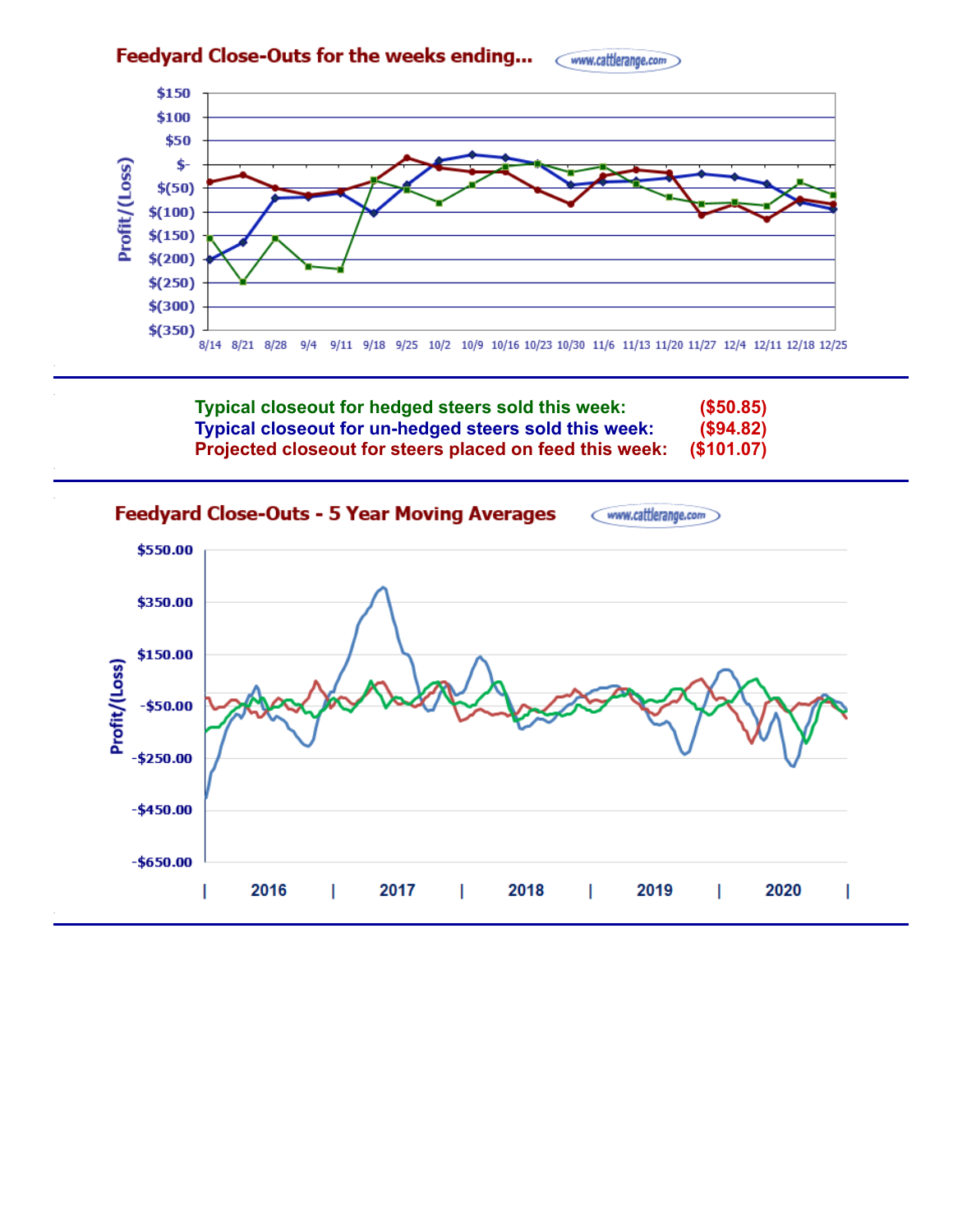## Feedyard Close-Outs for the weeks ending...

www.cattlerange.com

Profit/(Loss)

$150
$100
$50
$-
$(50)
$(100)
$(150)
$(200)
$(250)
$(300)
$(350)

8/14 8/21 8/28 9/4 9/11 9/18 9/25 10/2 10/9 10/16 10/23 10/30 11/6 11/13 11/20 11/27 12/4 12/11 12/18 12/25

---

**Typical closeout for hedged steers sold this week: ($50.85)**
**Typical closeout for un-hedged steers sold this week: ($94.82)**
**Projected closeout for steers placed on feed this week: ($101.07)**

---

## Feedyard Close-Outs - 5 Year Moving Averages

www.cattlerange.com

Profit/(Loss)

$550.00
$350.00
$150.00
-$50.00
-$250.00
-$450.00
-$650.00

2016 2017 2018 2019 2020